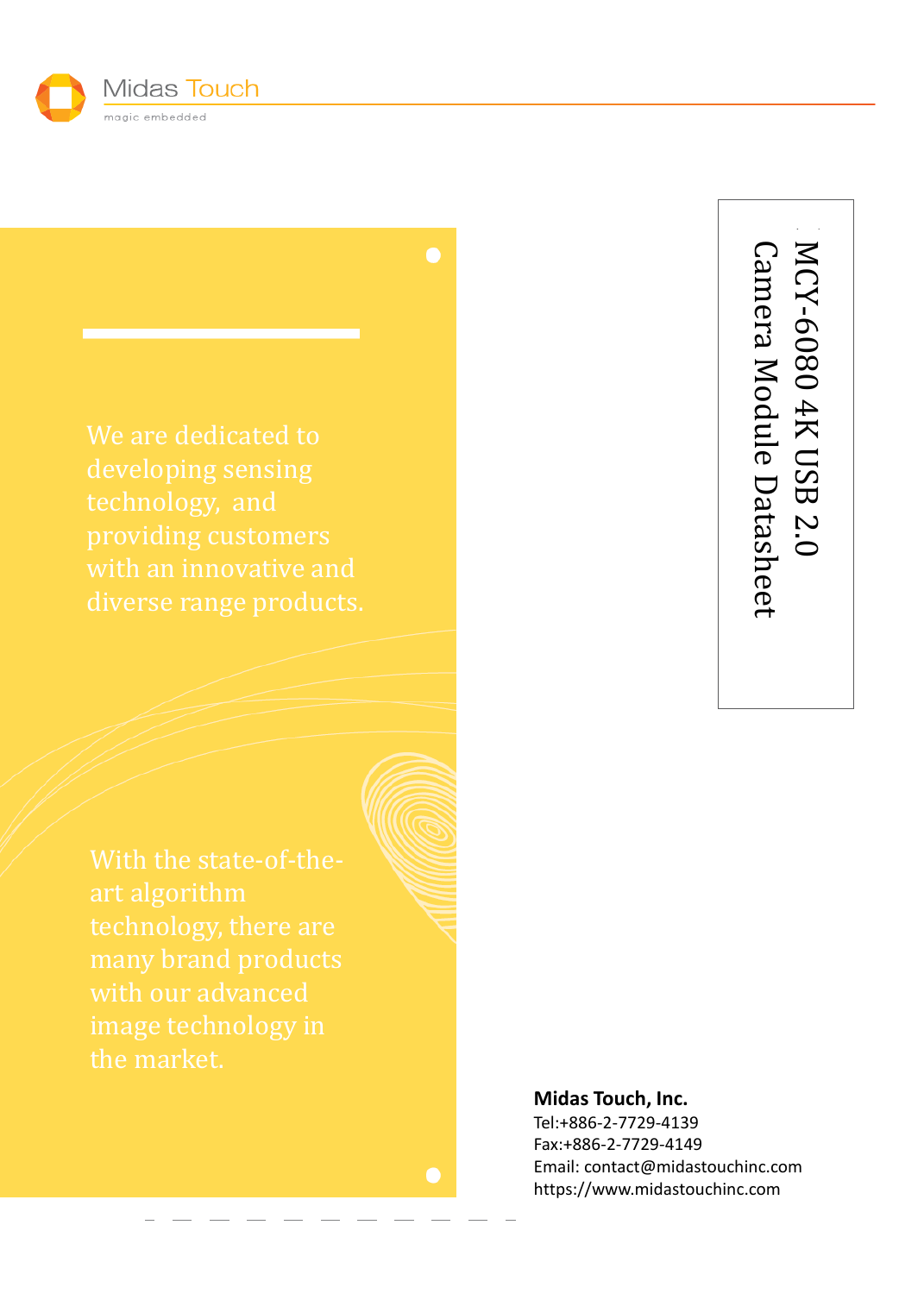Midas Touch

magic embedded

# MCY-6080 4K USB 2.0 Camera Module Datasheet

We are dedicated to developing sensing technology, and providing customers with an innovative and diverse range products.

With the state-of-the-art algorithm technology, there are many brand products with our advanced image technology in the market.

**Midas Touch, Inc.**

Tel:+886-2-7729-4139

Fax:+886-2-7729-4149

Email: contact@midastouchinc.com

https://www.midastouchinc.com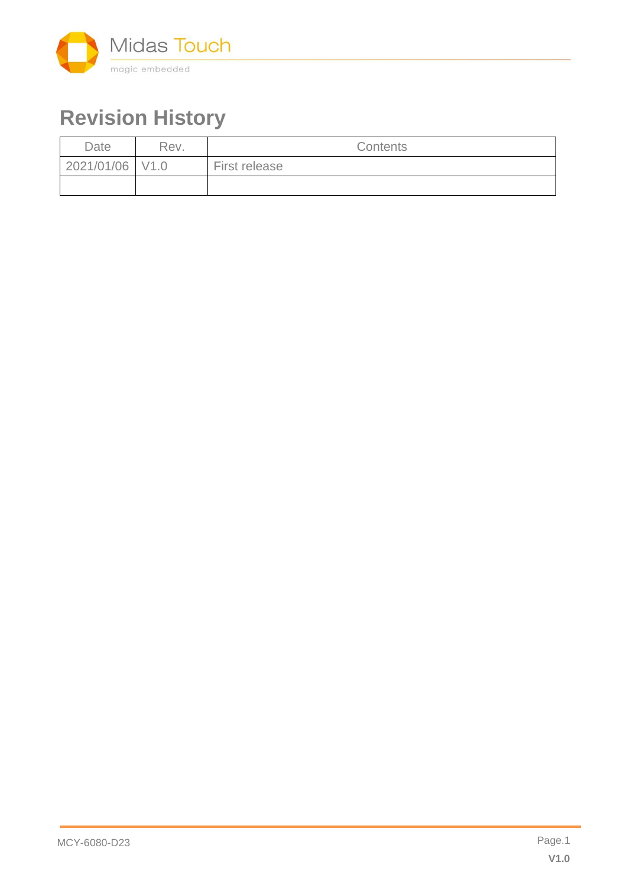# Revision History

| Date | Rev. | Contents |
|---|---|---|
| 2021/01/06 | V1.0 | First release |
| | | |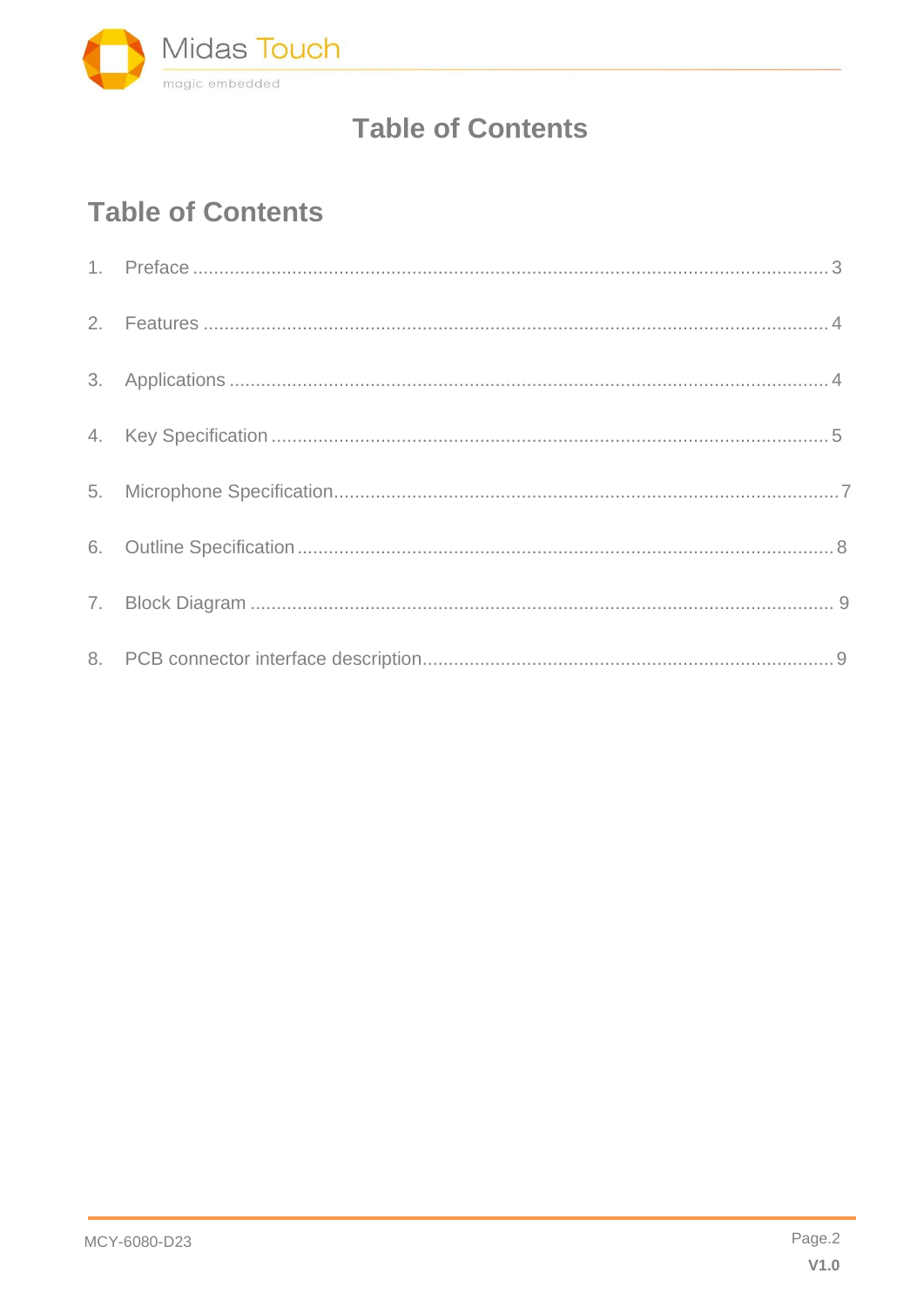# Table of Contents

## Table of Contents

1. Preface ........................................................................................................................ 3
2. Features ........................................................................................................................ 4
3. Applications ................................................................................................................... 4
4. Key Specification .......................................................................................................... 5
5. Microphone Specification.................................................................................................. 7
6. Outline Specification ....................................................................................................... 8
7. Block Diagram ................................................................................................................ 9
8. PCB connector interface description.............................................................................. 9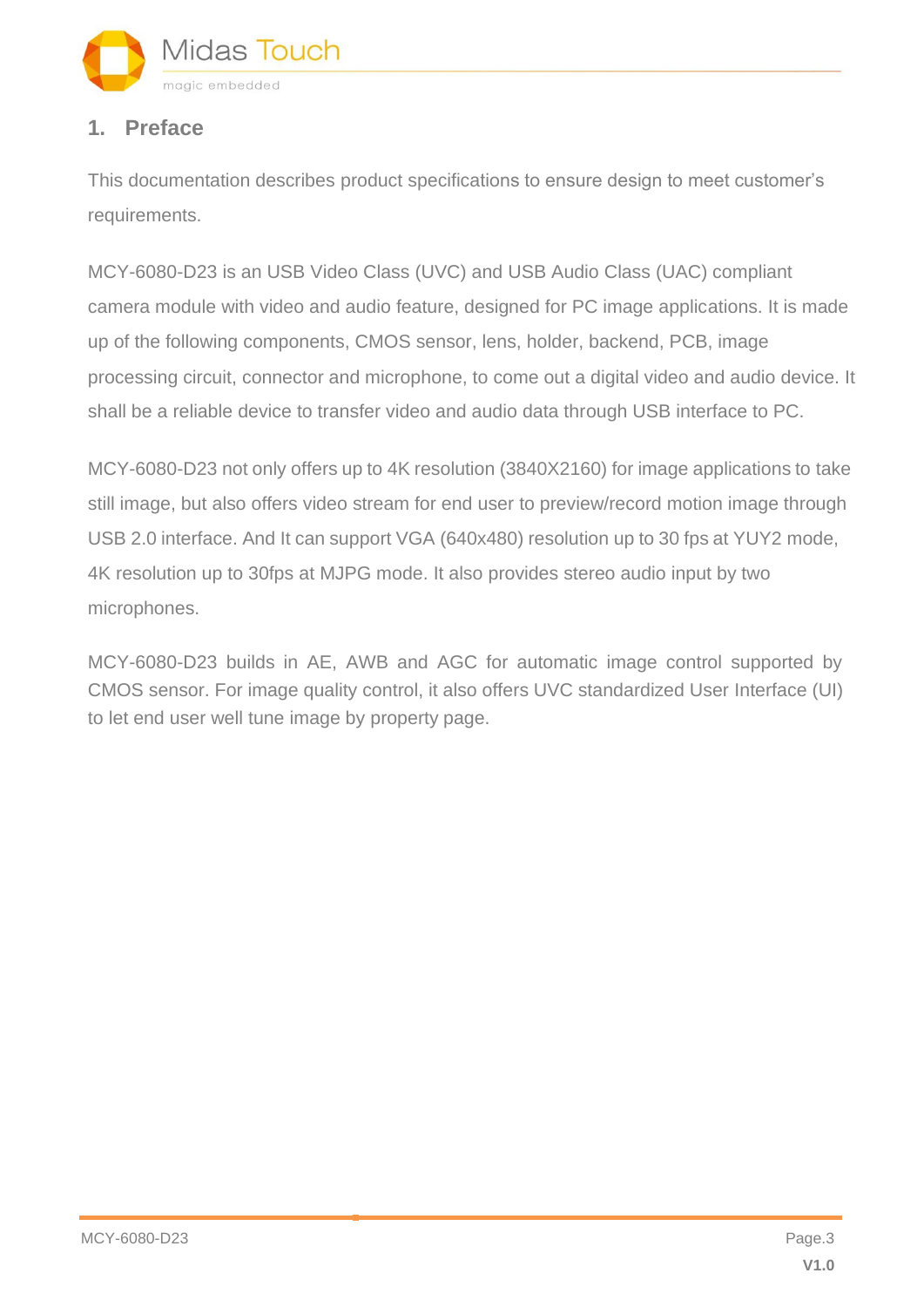# 1. Preface

This documentation describes product specifications to ensure design to meet customer's requirements.

MCY-6080-D23 is an USB Video Class (UVC) and USB Audio Class (UAC) compliant camera module with video and audio feature, designed for PC image applications. It is made up of the following components, CMOS sensor, lens, holder, backend, PCB, image processing circuit, connector and microphone, to come out a digital video and audio device. It shall be a reliable device to transfer video and audio data through USB interface to PC.

MCY-6080-D23 not only offers up to 4K resolution (3840X2160) for image applications to take still image, but also offers video stream for end user to preview/record motion image through USB 2.0 interface. And It can support VGA (640x480) resolution up to 30 fps at YUY2 mode, 4K resolution up to 30fps at MJPG mode. It also provides stereo audio input by two microphones.

MCY-6080-D23 builds in AE, AWB and AGC for automatic image control supported by CMOS sensor. For image quality control, it also offers UVC standardized User Interface (UI) to let end user well tune image by property page.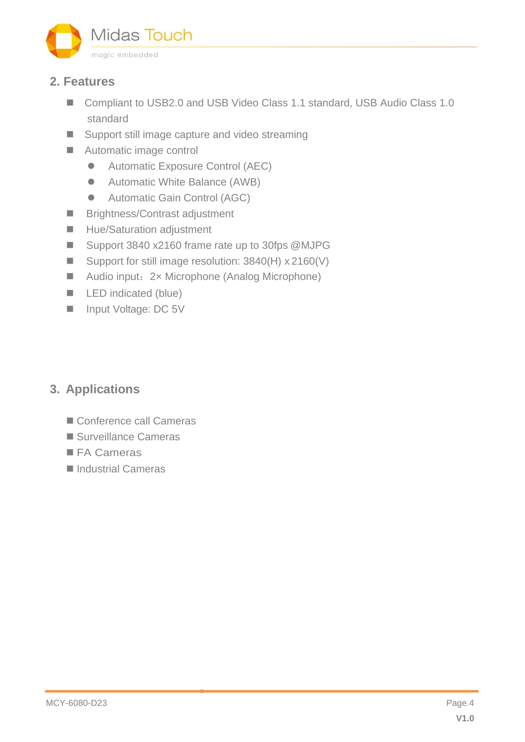## 2. Features

- Compliant to USB2.0 and USB Video Class 1.1 standard, USB Audio Class 1.0 standard
- Support still image capture and video streaming
- Automatic image control
  - Automatic Exposure Control (AEC)
  - Automatic White Balance (AWB)
  - Automatic Gain Control (AGC)
- Brightness/Contrast adjustment
- Hue/Saturation adjustment
- Support 3840 x2160 frame rate up to 30fps @MJPG
- Support for still image resolution: 3840(H) x 2160(V)
- Audio input：2× Microphone (Analog Microphone)
- LED indicated (blue)
- Input Voltage: DC 5V

## 3. Applications

- Conference call Cameras
- Surveillance Cameras
- FA Cameras
- Industrial Cameras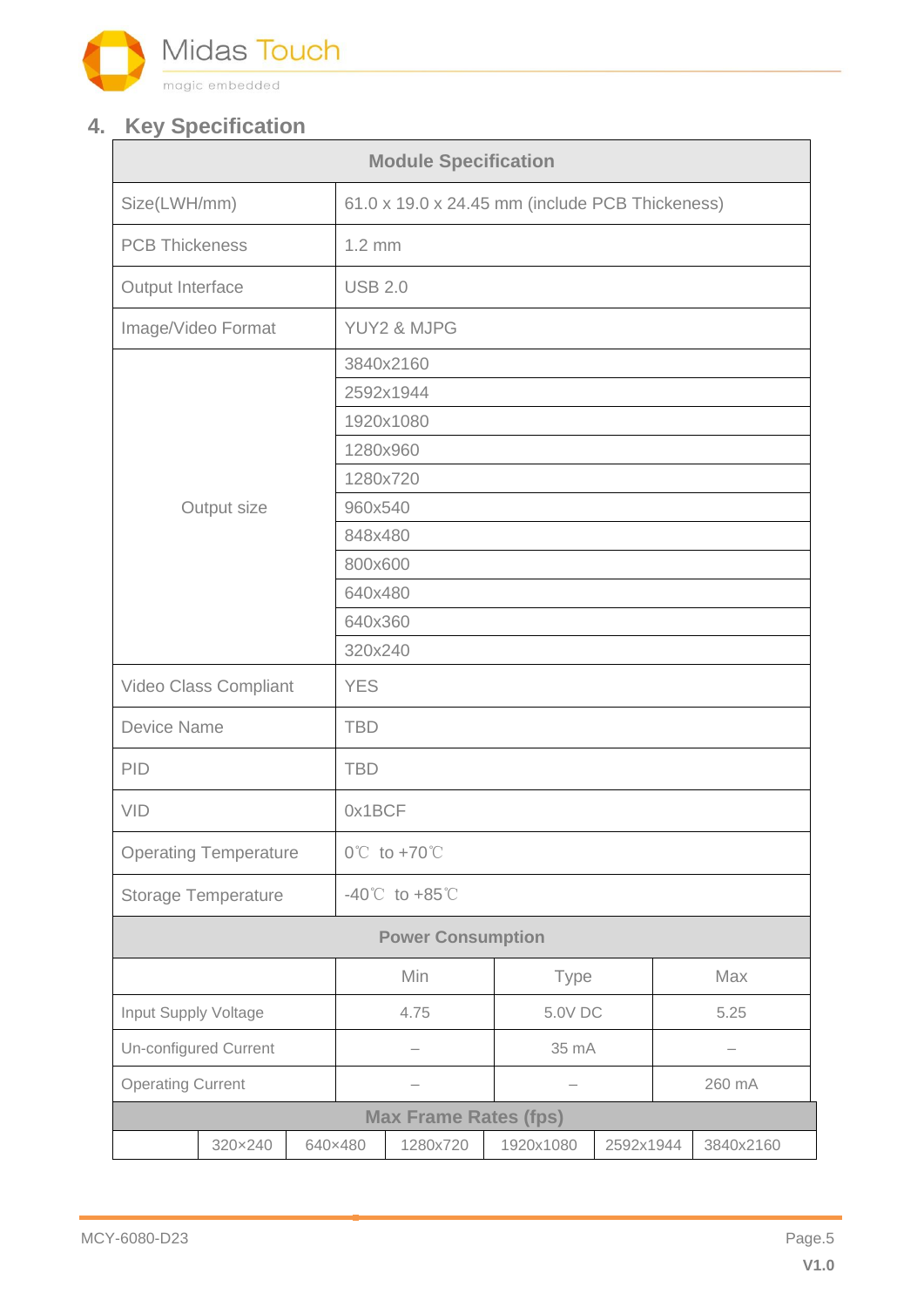## 4. Key Specification

| Module Specification | |
|---|---|
| Size(LWH/mm) | 61.0 x 19.0 x 24.45 mm (include PCB Thickeness) |
| PCB Thickeness | 1.2 mm |
| Output Interface | USB 2.0 |
| Image/Video Format | YUY2 & MJPG |
| Output size | 3840x2160 |
| | 2592x1944 |
| | 1920x1080 |
| | 1280x960 |
| | 1280x720 |
| | 960x540 |
| | 848x480 |
| | 800x600 |
| | 640x480 |
| | 640x360 |
| | 320x240 |
| Video Class Compliant | YES |
| Device Name | TBD |
| PID | TBD |
| VID | 0x1BCF |
| Operating Temperature | 0℃ to +70℃ |
| Storage Temperature | -40℃ to +85℃ |

| Power Consumption | | | |
|---|---|---|---|
| | Min | Type | Max |
| Input Supply Voltage | 4.75 | 5.0V DC | 5.25 |
| Un-configured Current | – | 35 mA | – |
| Operating Current | – | – | 260 mA |

| Max Frame Rates (fps) | | | | | | |
|---|---|---|---|---|---|---|
| | 320×240 | 640×480 | 1280x720 | 1920x1080 | 2592x1944 | 3840x2160 |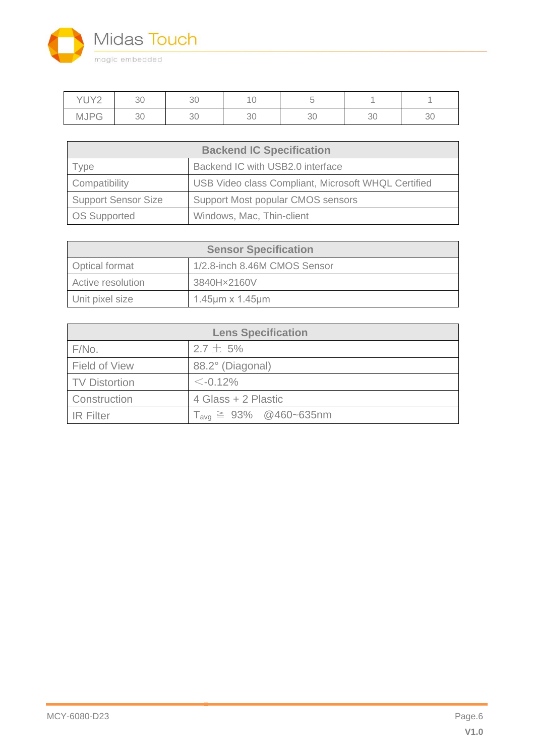| YUY2 | 30 | 30 | 10 | 5 | 1 | 1 |
|---|---|---|---|---|---|---|
| MJPG | 30 | 30 | 30 | 30 | 30 | 30 |

| Backend IC Specification | |
|---|---|
| Type | Backend IC with USB2.0 interface |
| Compatibility | USB Video class Compliant, Microsoft WHQL Certified |
| Support Sensor Size | Support Most popular CMOS sensors |
| OS Supported | Windows, Mac, Thin-client |

| Sensor Specification | |
|---|---|
| Optical format | 1/2.8-inch 8.46M CMOS Sensor |
| Active resolution | 3840H×2160V |
| Unit pixel size | 1.45μm x 1.45μm |

| Lens Specification | |
|---|---|
| F/No. | 2.7 ± 5% |
| Field of View | 88.2° (Diagonal) |
| TV Distortion | <-0.12% |
| Construction | 4 Glass + 2 Plastic |
| IR Filter | $T_{avg}$ ≧ 93% @460~635nm |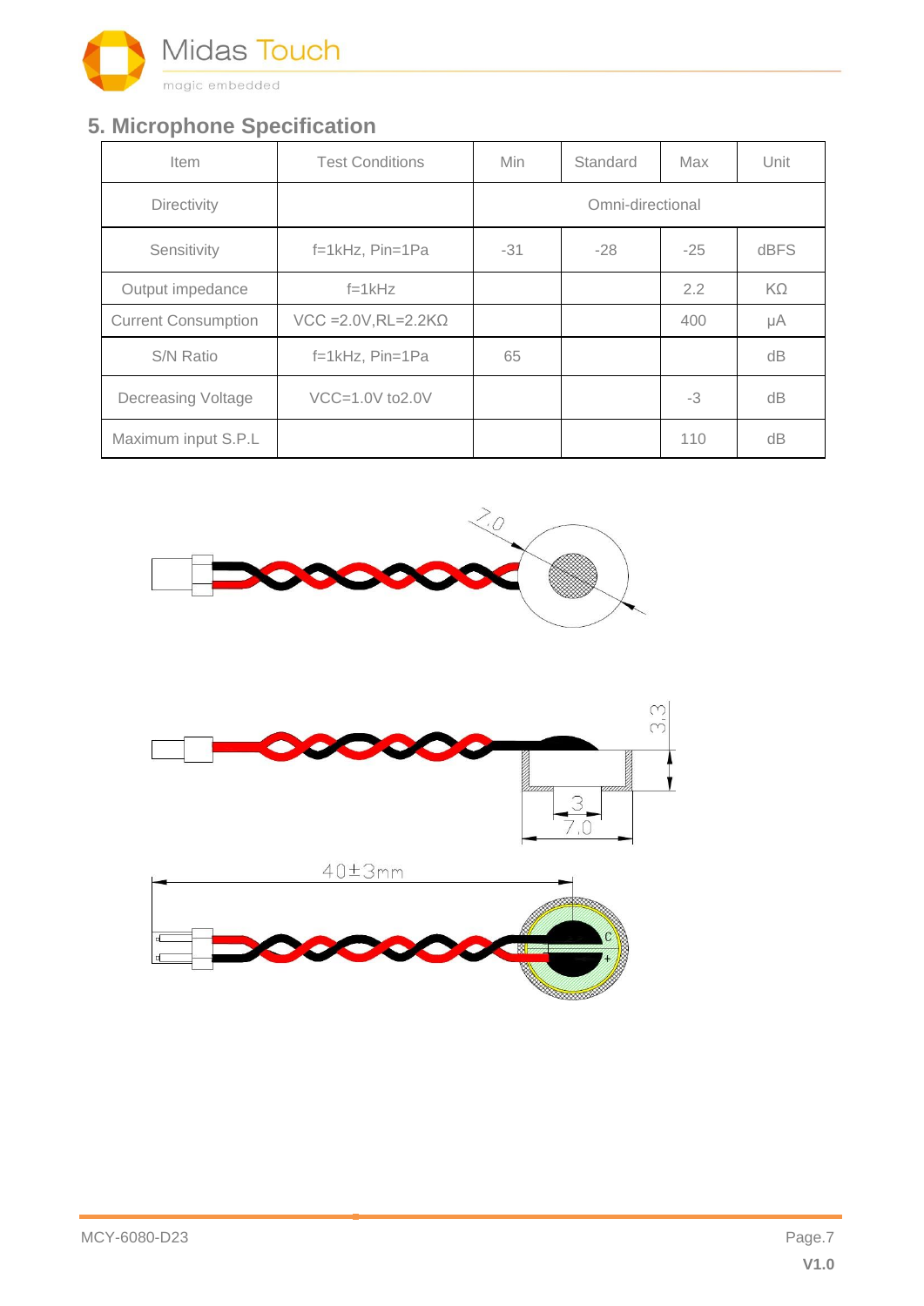## 5. Microphone Specification

| Item | Test Conditions | Min | Standard | Max | Unit |
|---|---|---|---|---|---|
| Directivity | | Omni-directional | | | |
| Sensitivity | f=1kHz, Pin=1Pa | -31 | -28 | -25 | dBFS |
| Output impedance | f=1kHz | | | 2.2 | KΩ |
| Current Consumption | VCC =2.0V,RL=2.2KΩ | | | 400 | μA |
| S/N Ratio | f=1kHz, Pin=1Pa | 65 | | | dB |
| Decreasing Voltage | VCC=1.0V to2.0V | | | -3 | dB |
| Maximum input S.P.L | | | | 110 | dB |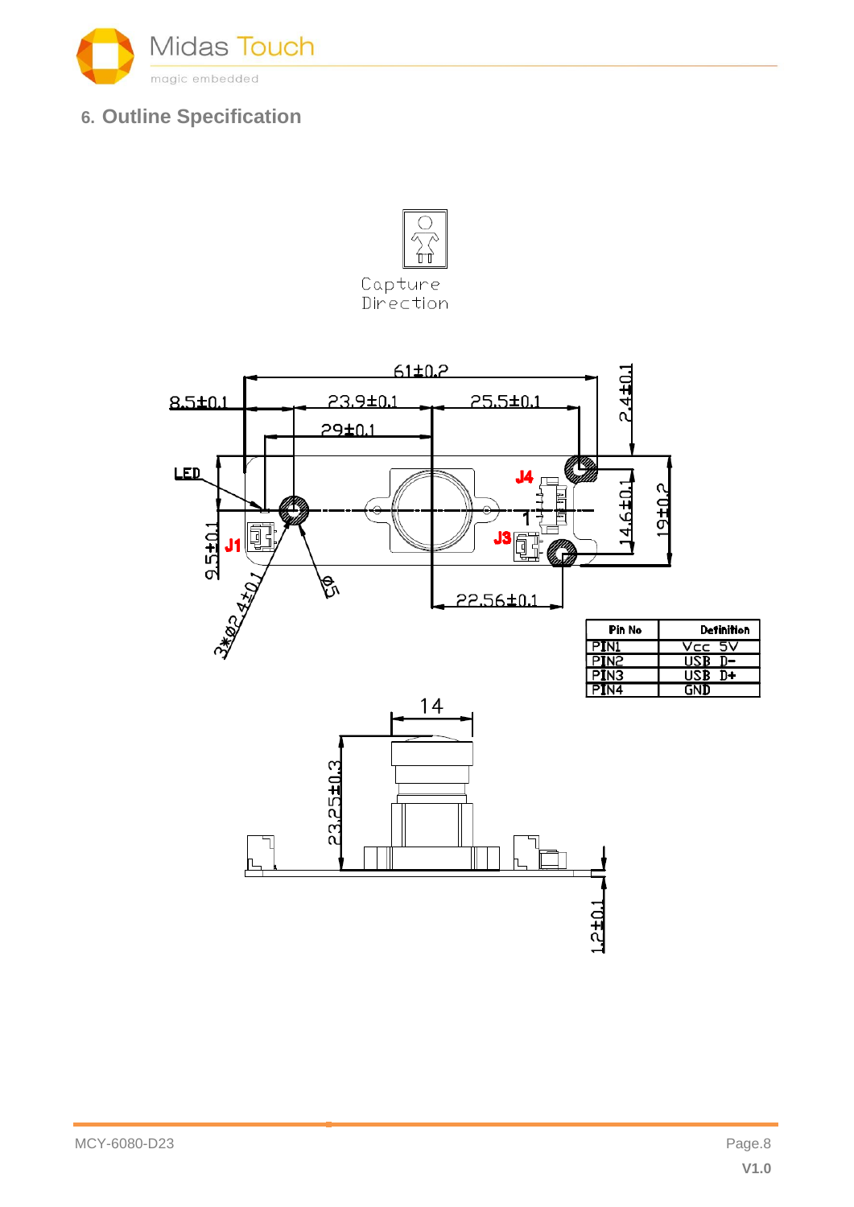## 6. Outline Specification

| Pin No | Definition |
|---|---|
| PIN1 | Vcc 5V |
| PIN2 | USB D- |
| PIN3 | USB D+ |
| PIN4 | GND |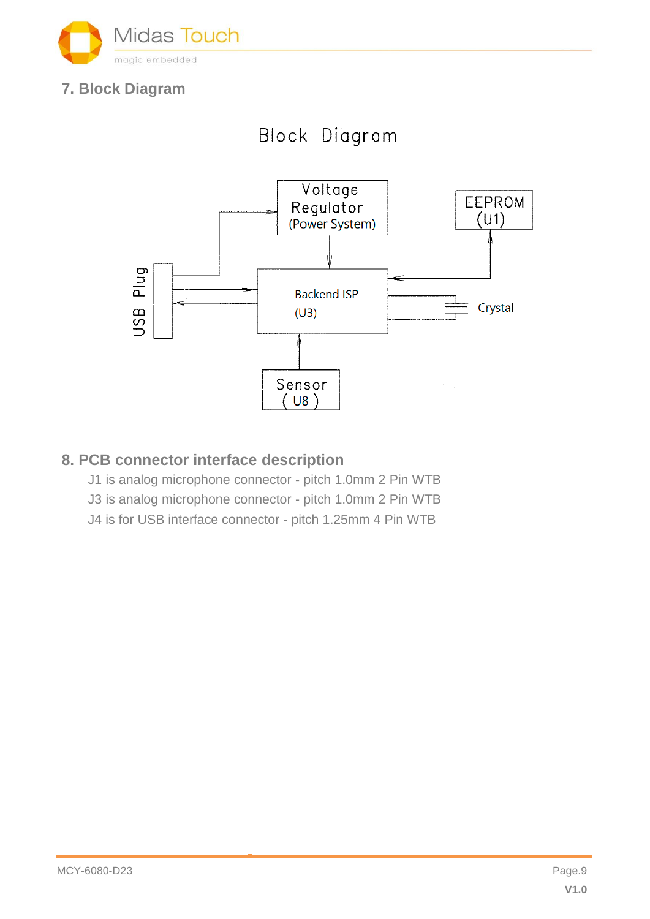## 7. Block Diagram

Block Diagram

Voltage Regulator (Power System)

EEPROM (U1)

USB Plug

Backend ISP (U3)

Crystal

Sensor ( U8 )

## 8. PCB connector interface description

J1 is analog microphone connector - pitch 1.0mm 2 Pin WTB
J3 is analog microphone connector - pitch 1.0mm 2 Pin WTB
J4 is for USB interface connector - pitch 1.25mm 4 Pin WTB